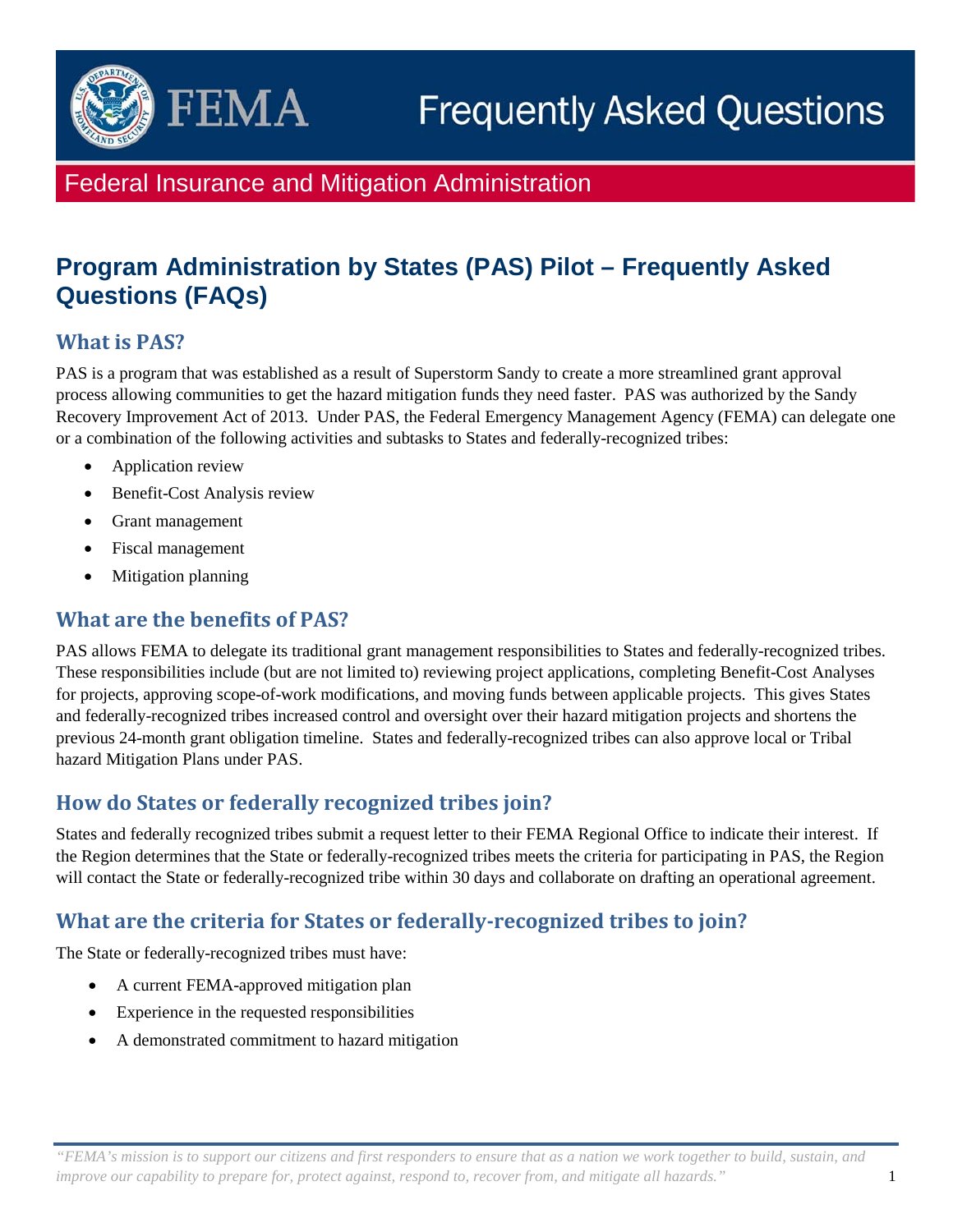# FEMA Frequently Asked Questions

## Federal Insurance and Mitigation Administration

# Program Administration by States (PAS) Pilot – Frequently Asked Questions (FAQs)

## What is PAS?

PAS is a program that was established as a result of Superstorm Sandy to create a more streamlined grant approval process allowing communities to get the hazard mitigation funds they need faster. PAS was authorized by the Sandy Recovery Improvement Act of 2013. Under PAS, the Federal Emergency Management Agency (FEMA) can delegate one or a combination of the following activities and subtasks to States and federally-recognized tribes:

- Application review
- Benefit-Cost Analysis review
- Grant management
- Fiscal management
- Mitigation planning

## What are the benefits of PAS?

PAS allows FEMA to delegate its traditional grant management responsibilities to States and federally-recognized tribes. These responsibilities include (but are not limited to) reviewing project applications, completing Benefit-Cost Analyses for projects, approving scope-of-work modifications, and moving funds between applicable projects. This gives States and federally-recognized tribes increased control and oversight over their hazard mitigation projects and shortens the previous 24-month grant obligation timeline. States and federally-recognized tribes can also approve local or Tribal hazard Mitigation Plans under PAS.

## How do States or federally recognized tribes join?

States and federally recognized tribes submit a request letter to their FEMA Regional Office to indicate their interest. If the Region determines that the State or federally-recognized tribes meets the criteria for participating in PAS, the Region will contact the State or federally-recognized tribe within 30 days and collaborate on drafting an operational agreement.

## What are the criteria for States or federally-recognized tribes to join?

The State or federally-recognized tribes must have:

- A current FEMA-approved mitigation plan
- Experience in the requested responsibilities
- A demonstrated commitment to hazard mitigation

*"FEMA's mission is to support our citizens and first responders to ensure that as a nation we work together to build, sustain, and improve our capability to prepare for, protect against, respond to, recover from, and mitigate all hazards."*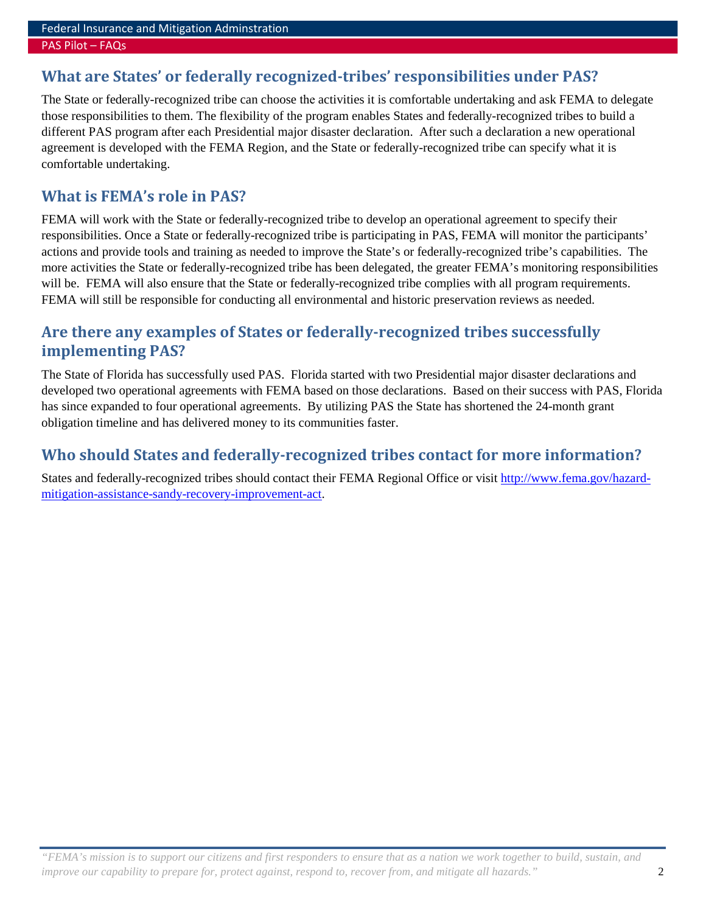## What are States' or federally recognized-tribes' responsibilities under PAS?

The State or federally-recognized tribe can choose the activities it is comfortable undertaking and ask FEMA to delegate those responsibilities to them. The flexibility of the program enables States and federally-recognized tribes to build a different PAS program after each Presidential major disaster declaration. After such a declaration a new operational agreement is developed with the FEMA Region, and the State or federally-recognized tribe can specify what it is comfortable undertaking.

## What is FEMA's role in PAS?

FEMA will work with the State or federally-recognized tribe to develop an operational agreement to specify their responsibilities. Once a State or federally-recognized tribe is participating in PAS, FEMA will monitor the participants' actions and provide tools and training as needed to improve the State's or federally-recognized tribe's capabilities. The more activities the State or federally-recognized tribe has been delegated, the greater FEMA's monitoring responsibilities will be. FEMA will also ensure that the State or federally-recognized tribe complies with all program requirements. FEMA will still be responsible for conducting all environmental and historic preservation reviews as needed.

## Are there any examples of States or federally-recognized tribes successfully implementing PAS?

The State of Florida has successfully used PAS. Florida started with two Presidential major disaster declarations and developed two operational agreements with FEMA based on those declarations. Based on their success with PAS, Florida has since expanded to four operational agreements. By utilizing PAS the State has shortened the 24-month grant obligation timeline and has delivered money to its communities faster.

## Who should States and federally-recognized tribes contact for more information?

States and federally-recognized tribes should contact their FEMA Regional Office or visit [http://www.fema.gov/hazard-mitigation-assistance-sandy-recovery-improvement-act](http://www.fema.gov/hazard-mitigation-assistance-sandy-recovery-improvement-act).